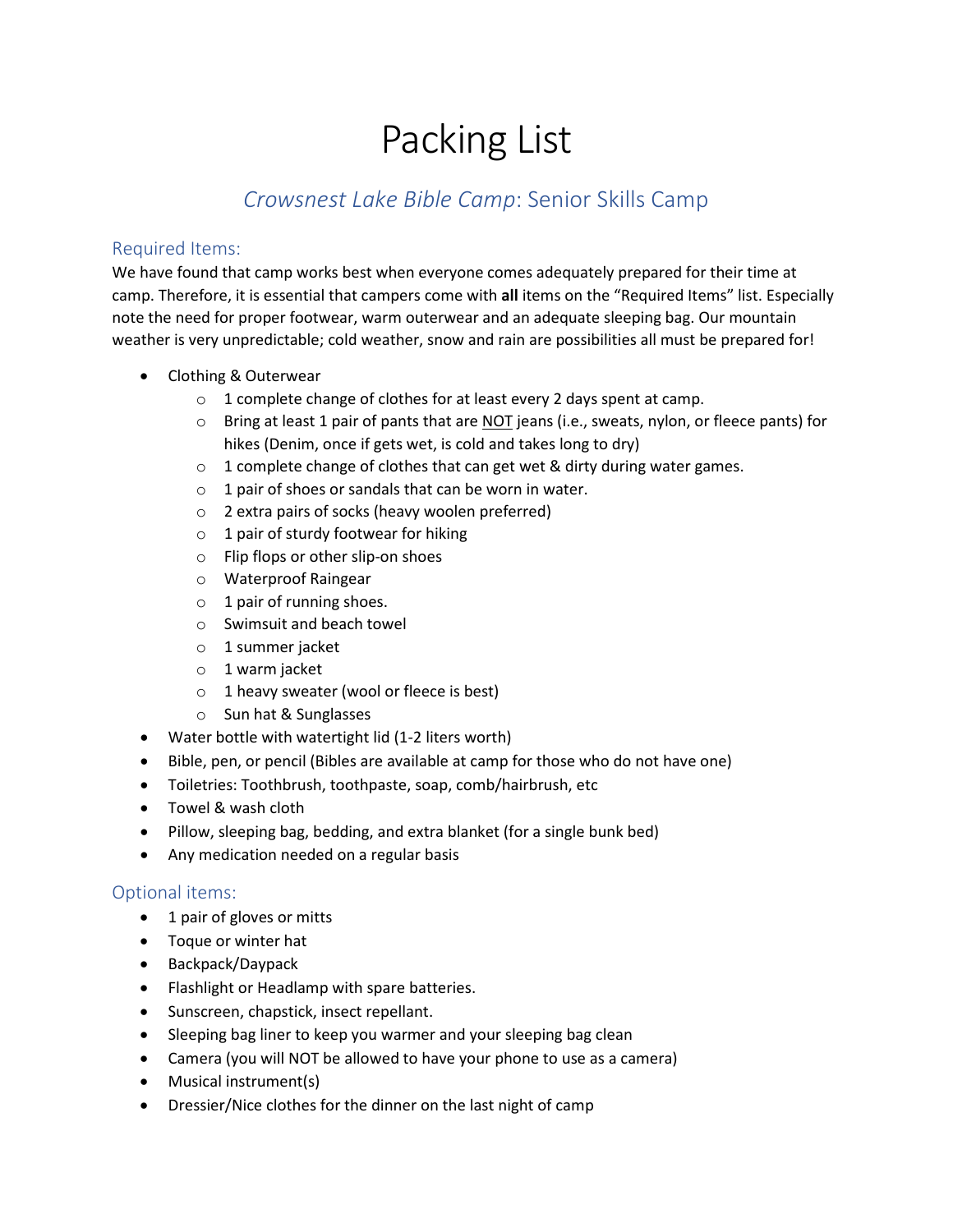# Packing List

## *Crowsnest Lake Bible Camp*: Senior Skills Camp

### Required Items:

We have found that camp works best when everyone comes adequately prepared for their time at camp. Therefore, it is essential that campers come with **all** items on the "Required Items" list. Especially note the need for proper footwear, warm outerwear and an adequate sleeping bag. Our mountain weather is very unpredictable; cold weather, snow and rain are possibilities all must be prepared for!

- Clothing & Outerwear
  - 1 complete change of clothes for at least every 2 days spent at camp.
  - Bring at least 1 pair of pants that are <u>NOT</u> jeans (i.e., sweats, nylon, or fleece pants) for hikes (Denim, once if gets wet, is cold and takes long to dry)
  - 1 complete change of clothes that can get wet & dirty during water games.
  - 1 pair of shoes or sandals that can be worn in water.
  - 2 extra pairs of socks (heavy woolen preferred)
  - 1 pair of sturdy footwear for hiking
  - Flip flops or other slip-on shoes
  - Waterproof Raingear
  - 1 pair of running shoes.
  - Swimsuit and beach towel
  - 1 summer jacket
  - 1 warm jacket
  - 1 heavy sweater (wool or fleece is best)
  - Sun hat & Sunglasses
- Water bottle with watertight lid (1-2 liters worth)
- Bible, pen, or pencil (Bibles are available at camp for those who do not have one)
- Toiletries: Toothbrush, toothpaste, soap, comb/hairbrush, etc
- Towel & wash cloth
- Pillow, sleeping bag, bedding, and extra blanket (for a single bunk bed)
- Any medication needed on a regular basis

### Optional items:

- 1 pair of gloves or mitts
- Toque or winter hat
- Backpack/Daypack
- Flashlight or Headlamp with spare batteries.
- Sunscreen, chapstick, insect repellant.
- Sleeping bag liner to keep you warmer and your sleeping bag clean
- Camera (you will NOT be allowed to have your phone to use as a camera)
- Musical instrument(s)
- Dressier/Nice clothes for the dinner on the last night of camp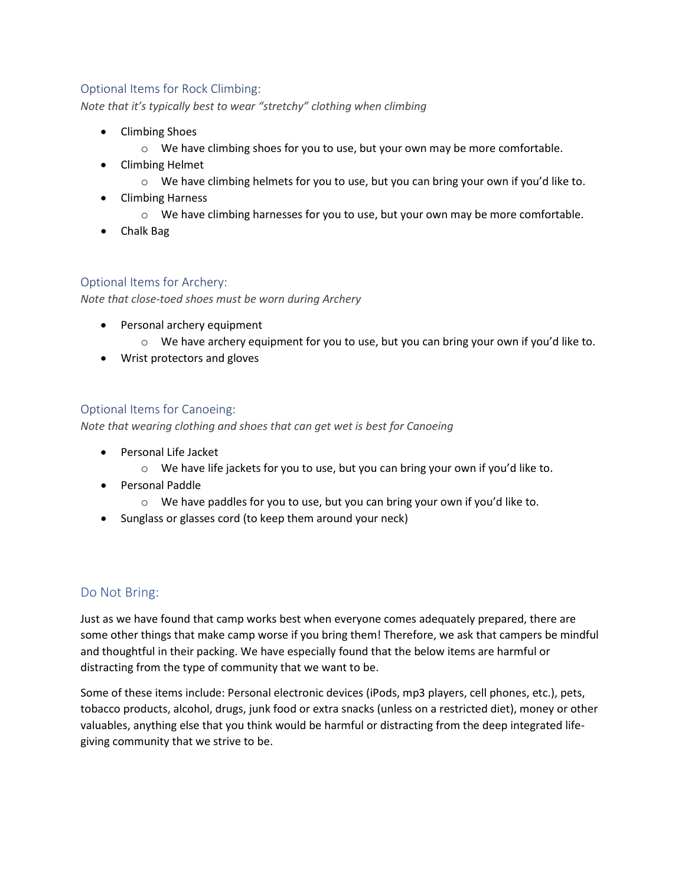### Optional Items for Rock Climbing:

*Note that it's typically best to wear "stretchy" clothing when climbing*

- Climbing Shoes
  - We have climbing shoes for you to use, but your own may be more comfortable.
- Climbing Helmet
  - We have climbing helmets for you to use, but you can bring your own if you'd like to.
- Climbing Harness
  - We have climbing harnesses for you to use, but your own may be more comfortable.
- Chalk Bag

### Optional Items for Archery:

*Note that close-toed shoes must be worn during Archery*

- Personal archery equipment
  - We have archery equipment for you to use, but you can bring your own if you'd like to.
- Wrist protectors and gloves

### Optional Items for Canoeing:

*Note that wearing clothing and shoes that can get wet is best for Canoeing*

- Personal Life Jacket
  - We have life jackets for you to use, but you can bring your own if you'd like to.
- Personal Paddle
  - We have paddles for you to use, but you can bring your own if you'd like to.
- Sunglass or glasses cord (to keep them around your neck)

## Do Not Bring:

Just as we have found that camp works best when everyone comes adequately prepared, there are some other things that make camp worse if you bring them! Therefore, we ask that campers be mindful and thoughtful in their packing. We have especially found that the below items are harmful or distracting from the type of community that we want to be.

Some of these items include: Personal electronic devices (iPods, mp3 players, cell phones, etc.), pets, tobacco products, alcohol, drugs, junk food or extra snacks (unless on a restricted diet), money or other valuables, anything else that you think would be harmful or distracting from the deep integrated life-giving community that we strive to be.